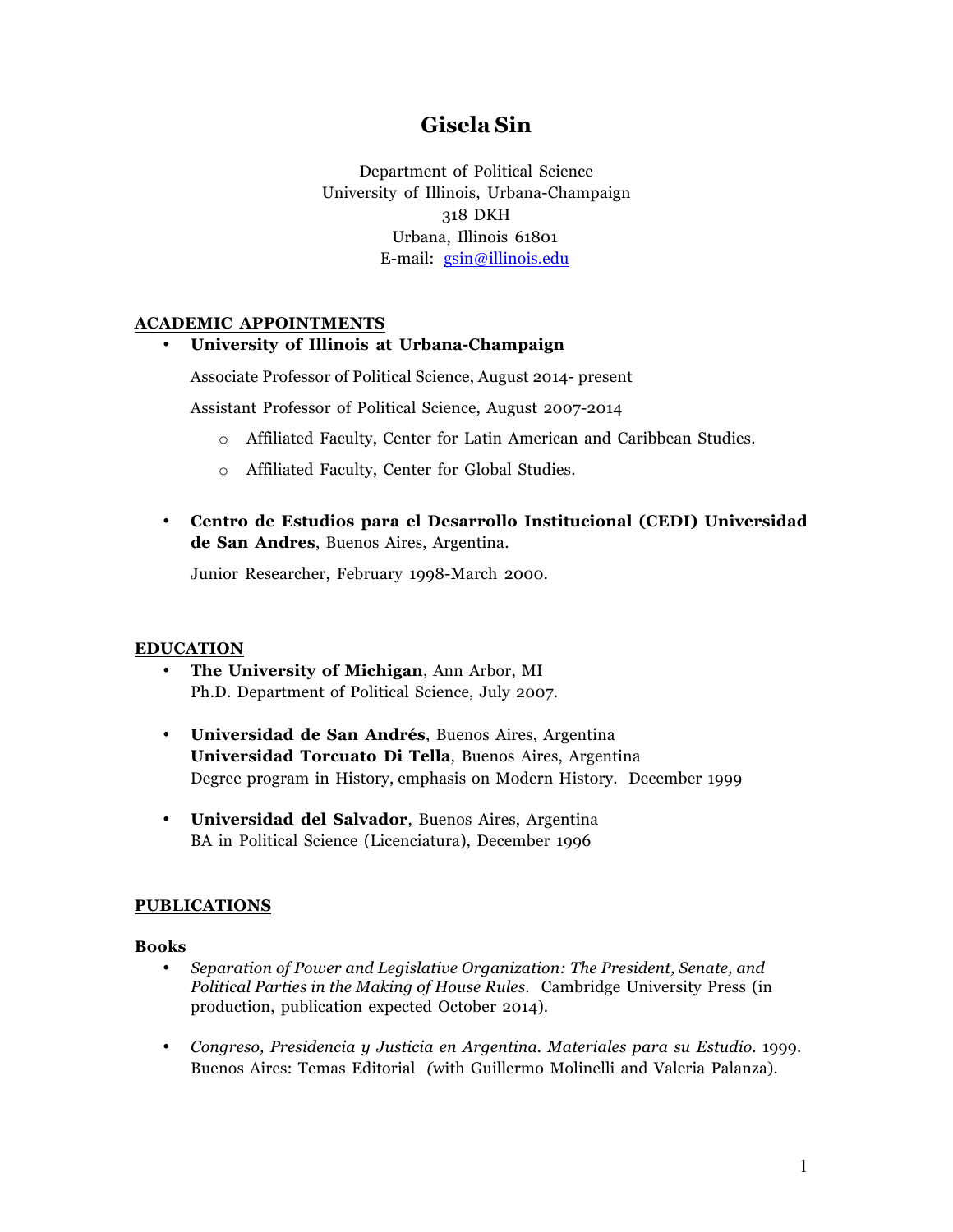# Gisela Sin

Department of Political Science
University of Illinois, Urbana-Champaign
318 DKH
Urbana, Illinois 61801
E-mail: gsin@illinois.edu

## ACADEMIC APPOINTMENTS

- **University of Illinois at Urbana-Champaign**

  Associate Professor of Political Science, August 2014- present

  Assistant Professor of Political Science, August 2007-2014

  - Affiliated Faculty, Center for Latin American and Caribbean Studies.
  - Affiliated Faculty, Center for Global Studies.

- **Centro de Estudios para el Desarrollo Institucional (CEDI) Universidad de San Andres**, Buenos Aires, Argentina.

  Junior Researcher, February 1998-March 2000.

## EDUCATION

- **The University of Michigan**, Ann Arbor, MI
  Ph.D. Department of Political Science, July 2007.

- **Universidad de San Andrés**, Buenos Aires, Argentina
  **Universidad Torcuato Di Tella**, Buenos Aires, Argentina
  Degree program in History, emphasis on Modern History. December 1999

- **Universidad del Salvador**, Buenos Aires, Argentina
  BA in Political Science (Licenciatura), December 1996

## PUBLICATIONS

### Books

- *Separation of Power and Legislative Organization: The President, Senate, and Political Parties in the Making of House Rules*. Cambridge University Press (in production, publication expected October 2014).

- *Congreso, Presidencia y Justicia en Argentina. Materiales para su Estudio*. 1999. Buenos Aires: Temas Editorial (with Guillermo Molinelli and Valeria Palanza).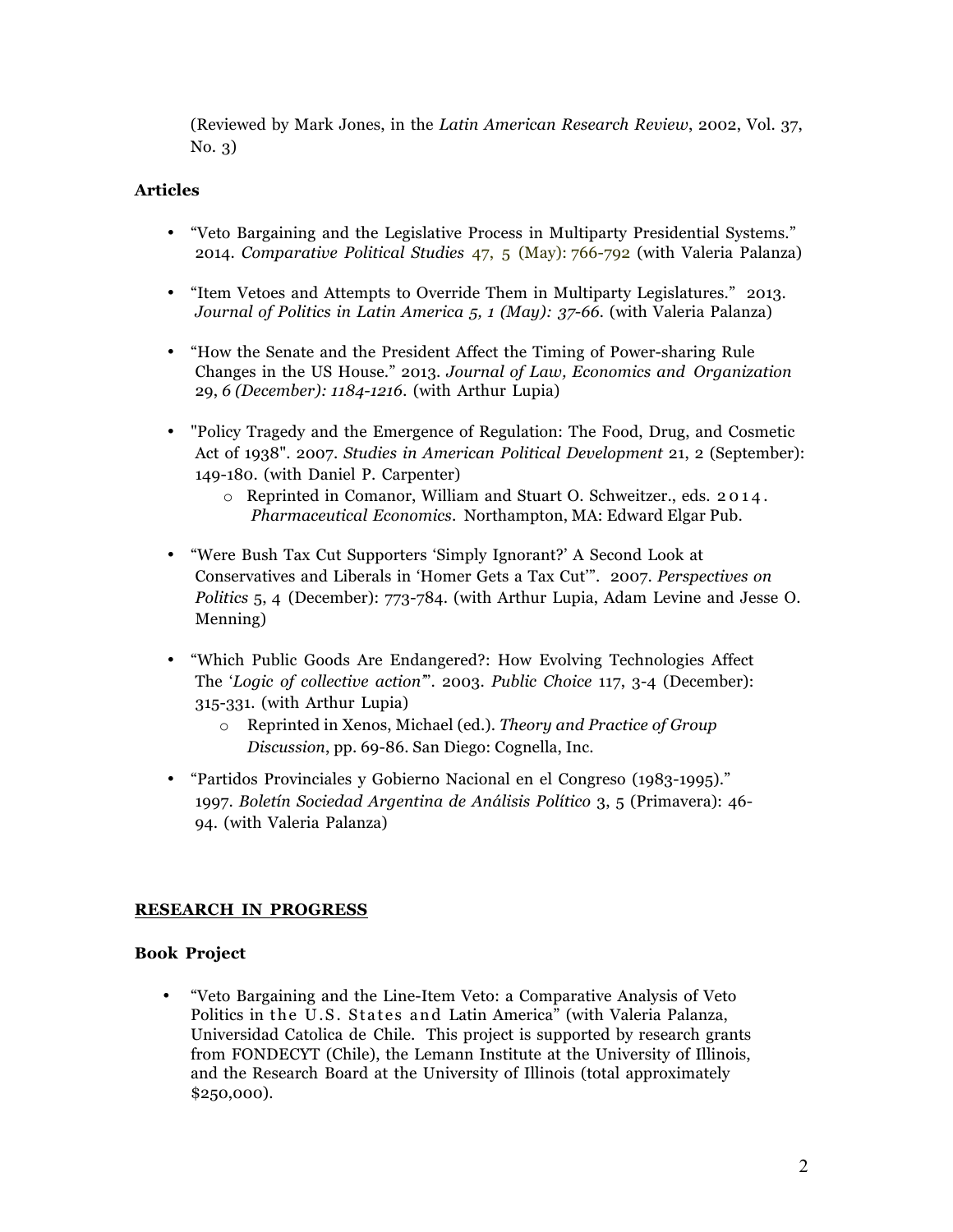(Reviewed by Mark Jones, in the *Latin American Research Review*, 2002, Vol. 37, No. 3)

### Articles

- "Veto Bargaining and the Legislative Process in Multiparty Presidential Systems." 2014. *Comparative Political Studies* 47, 5 (May): 766-792 (with Valeria Palanza)
- "Item Vetoes and Attempts to Override Them in Multiparty Legislatures." 2013. *Journal of Politics in Latin America 5, 1 (May): 37-66.* (with Valeria Palanza)
- "How the Senate and the President Affect the Timing of Power-sharing Rule Changes in the US House." 2013. *Journal of Law, Economics and Organization* 29, *6 (December): 1184-1216.* (with Arthur Lupia)
- "Policy Tragedy and the Emergence of Regulation: The Food, Drug, and Cosmetic Act of 1938". 2007. *Studies in American Political Development* 21, 2 (September): 149-180. (with Daniel P. Carpenter)
  - Reprinted in Comanor, William and Stuart O. Schweitzer., eds. 2014. *Pharmaceutical Economics*. Northampton, MA: Edward Elgar Pub.
- "Were Bush Tax Cut Supporters 'Simply Ignorant?' A Second Look at Conservatives and Liberals in 'Homer Gets a Tax Cut'". 2007. *Perspectives on Politics* 5, 4 (December): 773-784. (with Arthur Lupia, Adam Levine and Jesse O. Menning)
- "Which Public Goods Are Endangered?: How Evolving Technologies Affect The '*Logic of collective action*'". 2003. *Public Choice* 117, 3-4 (December): 315-331. (with Arthur Lupia)
  - Reprinted in Xenos, Michael (ed.). *Theory and Practice of Group Discussion*, pp. 69-86. San Diego: Cognella, Inc.
- "Partidos Provinciales y Gobierno Nacional en el Congreso (1983-1995)." 1997. *Boletín Sociedad Argentina de Análisis Político* 3, 5 (Primavera): 46-94. (with Valeria Palanza)

## RESEARCH IN PROGRESS

### Book Project

- "Veto Bargaining and the Line-Item Veto: a Comparative Analysis of Veto Politics in the U.S. States and Latin America" (with Valeria Palanza, Universidad Catolica de Chile. This project is supported by research grants from FONDECYT (Chile), the Lemann Institute at the University of Illinois, and the Research Board at the University of Illinois (total approximately $250,000).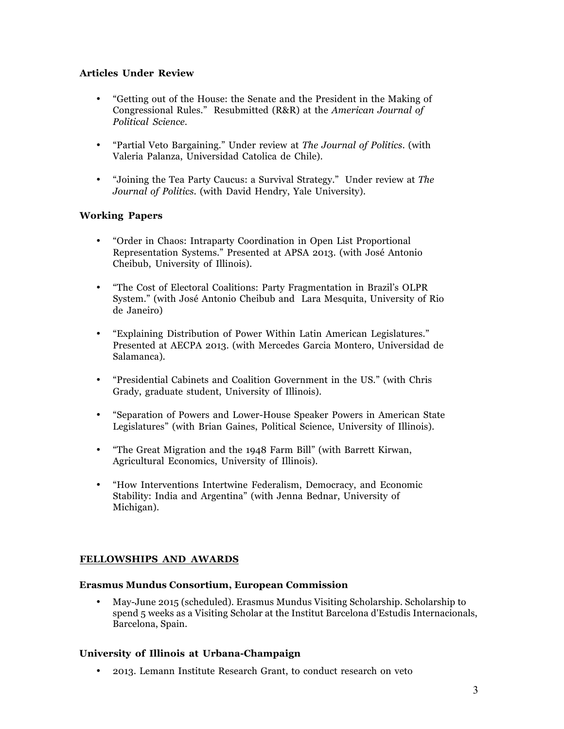### Articles Under Review

- "Getting out of the House: the Senate and the President in the Making of Congressional Rules." Resubmitted (R&R) at the *American Journal of Political Science*.

- "Partial Veto Bargaining." Under review at *The Journal of Politics*. (with Valeria Palanza, Universidad Catolica de Chile).

- "Joining the Tea Party Caucus: a Survival Strategy." Under review at *The Journal of Politics*. (with David Hendry, Yale University).

### Working Papers

- "Order in Chaos: Intraparty Coordination in Open List Proportional Representation Systems." Presented at APSA 2013. (with José Antonio Cheibub, University of Illinois).

- "The Cost of Electoral Coalitions: Party Fragmentation in Brazil's OLPR System." (with José Antonio Cheibub and Lara Mesquita, University of Rio de Janeiro)

- "Explaining Distribution of Power Within Latin American Legislatures." Presented at AECPA 2013. (with Mercedes Garcia Montero, Universidad de Salamanca).

- "Presidential Cabinets and Coalition Government in the US." (with Chris Grady, graduate student, University of Illinois).

- "Separation of Powers and Lower-House Speaker Powers in American State Legislatures" (with Brian Gaines, Political Science, University of Illinois).

- "The Great Migration and the 1948 Farm Bill" (with Barrett Kirwan, Agricultural Economics, University of Illinois).

- "How Interventions Intertwine Federalism, Democracy, and Economic Stability: India and Argentina" (with Jenna Bednar, University of Michigan).

## FELLOWSHIPS AND AWARDS

### Erasmus Mundus Consortium, European Commission

- May-June 2015 (scheduled). Erasmus Mundus Visiting Scholarship. Scholarship to spend 5 weeks as a Visiting Scholar at the Institut Barcelona d'Estudis Internacionals, Barcelona, Spain.

### University of Illinois at Urbana-Champaign

- 2013. Lemann Institute Research Grant, to conduct research on veto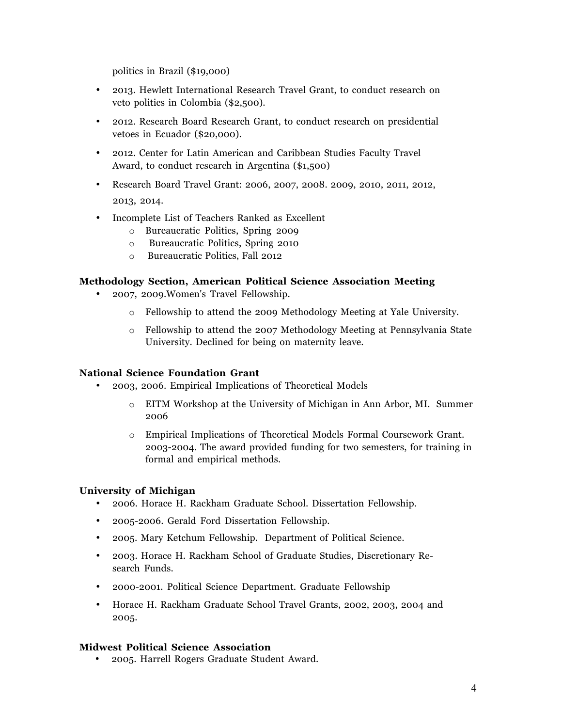politics in Brazil ($19,000)

- 2013. Hewlett International Research Travel Grant, to conduct research on veto politics in Colombia ($2,500).
- 2012. Research Board Research Grant, to conduct research on presidential vetoes in Ecuador ($20,000).
- 2012. Center for Latin American and Caribbean Studies Faculty Travel Award, to conduct research in Argentina ($1,500)
- Research Board Travel Grant: 2006, 2007, 2008. 2009, 2010, 2011, 2012, 2013, 2014.
- Incomplete List of Teachers Ranked as Excellent
    - Bureaucratic Politics, Spring 2009
    - Bureaucratic Politics, Spring 2010
    - Bureaucratic Politics, Fall 2012

**Methodology Section, American Political Science Association Meeting**

- 2007, 2009.Women's Travel Fellowship.
    - Fellowship to attend the 2009 Methodology Meeting at Yale University.
    - Fellowship to attend the 2007 Methodology Meeting at Pennsylvania State University. Declined for being on maternity leave.

**National Science Foundation Grant**

- 2003, 2006. Empirical Implications of Theoretical Models
    - EITM Workshop at the University of Michigan in Ann Arbor, MI. Summer 2006
    - Empirical Implications of Theoretical Models Formal Coursework Grant. 2003-2004. The award provided funding for two semesters, for training in formal and empirical methods.

**University of Michigan**

- 2006. Horace H. Rackham Graduate School. Dissertation Fellowship.
- 2005-2006. Gerald Ford Dissertation Fellowship.
- 2005. Mary Ketchum Fellowship. Department of Political Science.
- 2003. Horace H. Rackham School of Graduate Studies, Discretionary Research Funds.
- 2000-2001. Political Science Department. Graduate Fellowship
- Horace H. Rackham Graduate School Travel Grants, 2002, 2003, 2004 and 2005.

**Midwest Political Science Association**

- 2005. Harrell Rogers Graduate Student Award.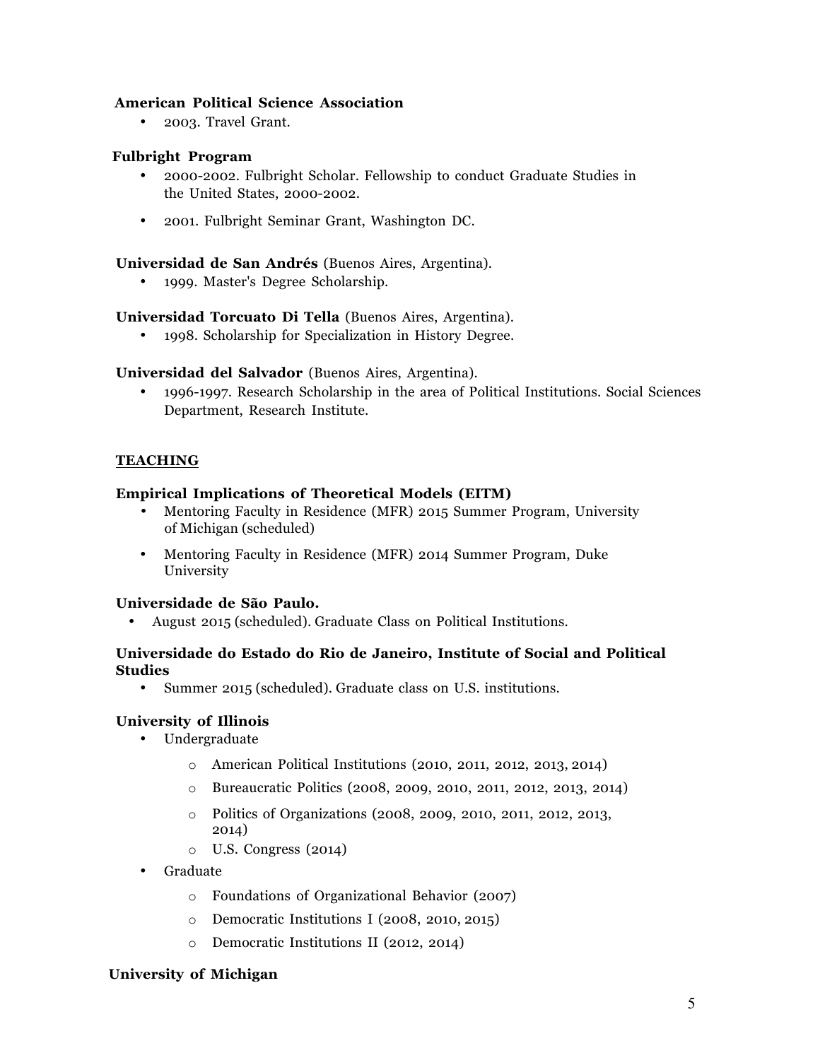**American Political Science Association**

- 2003. Travel Grant.

**Fulbright Program**

- 2000-2002. Fulbright Scholar. Fellowship to conduct Graduate Studies in the United States, 2000-2002.
- 2001. Fulbright Seminar Grant, Washington DC.

**Universidad de San Andrés** (Buenos Aires, Argentina).

- 1999. Master's Degree Scholarship.

**Universidad Torcuato Di Tella** (Buenos Aires, Argentina).

- 1998. Scholarship for Specialization in History Degree.

**Universidad del Salvador** (Buenos Aires, Argentina).

- 1996-1997. Research Scholarship in the area of Political Institutions. Social Sciences Department, Research Institute.

## TEACHING

**Empirical Implications of Theoretical Models (EITM)**

- Mentoring Faculty in Residence (MFR) 2015 Summer Program, University of Michigan (scheduled)
- Mentoring Faculty in Residence (MFR) 2014 Summer Program, Duke University

**Universidade de São Paulo.**

- August 2015 (scheduled). Graduate Class on Political Institutions.

**Universidade do Estado do Rio de Janeiro, Institute of Social and Political Studies**

- Summer 2015 (scheduled). Graduate class on U.S. institutions.

**University of Illinois**

- Undergraduate
  - American Political Institutions (2010, 2011, 2012, 2013, 2014)
  - Bureaucratic Politics (2008, 2009, 2010, 2011, 2012, 2013, 2014)
  - Politics of Organizations (2008, 2009, 2010, 2011, 2012, 2013, 2014)
  - U.S. Congress (2014)
- Graduate
  - Foundations of Organizational Behavior (2007)
  - Democratic Institutions I (2008, 2010, 2015)
  - Democratic Institutions II (2012, 2014)

**University of Michigan**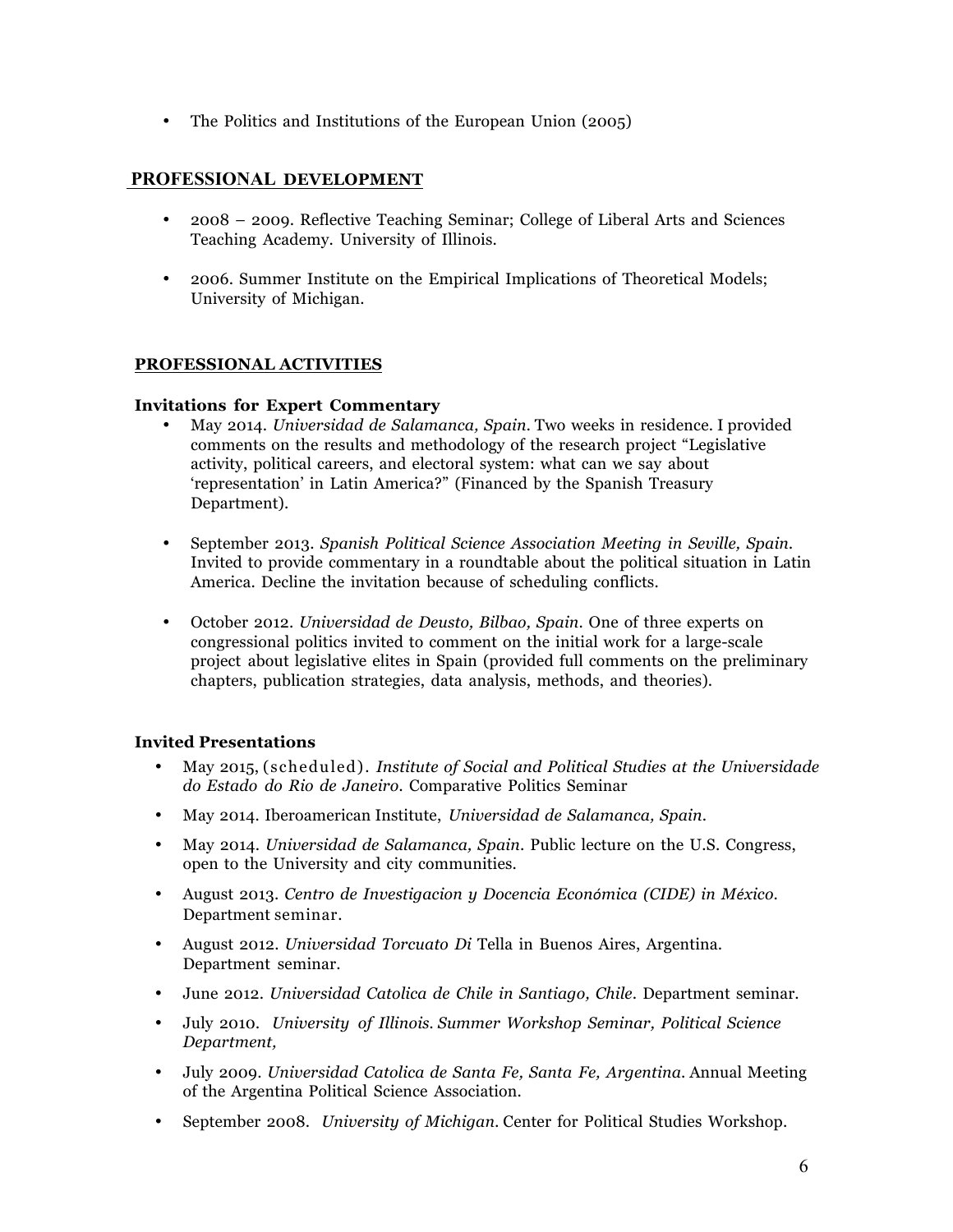- The Politics and Institutions of the European Union (2005)

## PROFESSIONAL DEVELOPMENT

- 2008 – 2009. Reflective Teaching Seminar; College of Liberal Arts and Sciences Teaching Academy. University of Illinois.

- 2006. Summer Institute on the Empirical Implications of Theoretical Models; University of Michigan.

## PROFESSIONAL ACTIVITIES

### Invitations for Expert Commentary

- May 2014. *Universidad de Salamanca, Spain.* Two weeks in residence. I provided comments on the results and methodology of the research project "Legislative activity, political careers, and electoral system: what can we say about 'representation' in Latin America?" (Financed by the Spanish Treasury Department).

- September 2013. *Spanish Political Science Association Meeting in Seville, Spain.* Invited to provide commentary in a roundtable about the political situation in Latin America. Decline the invitation because of scheduling conflicts.

- October 2012. *Universidad de Deusto, Bilbao, Spain.* One of three experts on congressional politics invited to comment on the initial work for a large-scale project about legislative elites in Spain (provided full comments on the preliminary chapters, publication strategies, data analysis, methods, and theories).

### Invited Presentations

- May 2015, (scheduled). *Institute of Social and Political Studies at the Universidade do Estado do Rio de Janeiro.* Comparative Politics Seminar
- May 2014. Iberoamerican Institute, *Universidad de Salamanca, Spain.*
- May 2014. *Universidad de Salamanca, Spain.* Public lecture on the U.S. Congress, open to the University and city communities.
- August 2013. *Centro de Investigacion y Docencia Económica (CIDE) in México.* Department seminar.
- August 2012. *Universidad Torcuato Di* Tella in Buenos Aires, Argentina. Department seminar.
- June 2012. *Universidad Catolica de Chile in Santiago, Chile.* Department seminar.
- July 2010. *University of Illinois. Summer Workshop Seminar, Political Science Department,*
- July 2009. *Universidad Catolica de Santa Fe, Santa Fe, Argentina.* Annual Meeting of the Argentina Political Science Association.
- September 2008. *University of Michigan.* Center for Political Studies Workshop.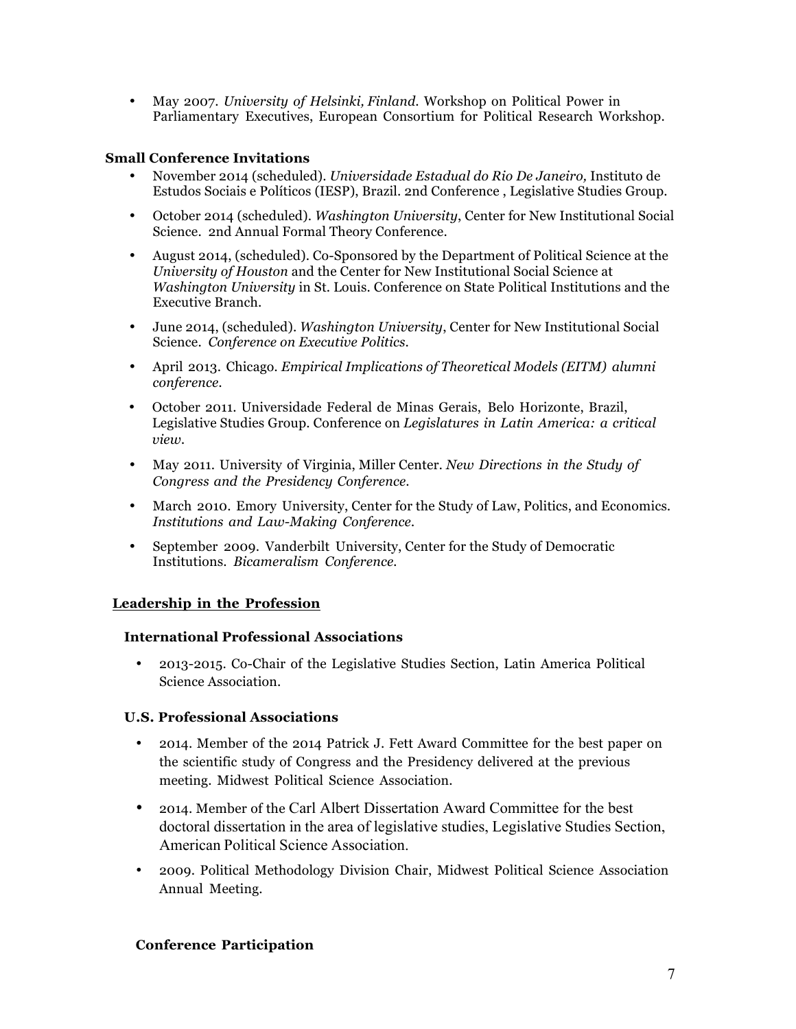- May 2007. *University of Helsinki, Finland.* Workshop on Political Power in Parliamentary Executives, European Consortium for Political Research Workshop.

### Small Conference Invitations

- November 2014 (scheduled). *Universidade Estadual do Rio De Janeiro,* Instituto de Estudos Sociais e Políticos (IESP), Brazil. 2nd Conference , Legislative Studies Group.
- October 2014 (scheduled). *Washington University*, Center for New Institutional Social Science. 2nd Annual Formal Theory Conference.
- August 2014, (scheduled). Co-Sponsored by the Department of Political Science at the *University of Houston* and the Center for New Institutional Social Science at *Washington University* in St. Louis. Conference on State Political Institutions and the Executive Branch.
- June 2014, (scheduled). *Washington University*, Center for New Institutional Social Science. *Conference on Executive Politics.*
- April 2013. Chicago. *Empirical Implications of Theoretical Models (EITM) alumni conference.*
- October 2011. Universidade Federal de Minas Gerais, Belo Horizonte, Brazil, Legislative Studies Group. Conference on *Legislatures in Latin America: a critical view.*
- May 2011. University of Virginia, Miller Center. *New Directions in the Study of Congress and the Presidency Conference.*
- March 2010. Emory University, Center for the Study of Law, Politics, and Economics. *Institutions and Law-Making Conference.*
- September 2009. Vanderbilt University, Center for the Study of Democratic Institutions. *Bicameralism Conference.*

## Leadership in the Profession

### International Professional Associations

- 2013-2015. Co-Chair of the Legislative Studies Section, Latin America Political Science Association.

### U.S. Professional Associations

- 2014. Member of the 2014 Patrick J. Fett Award Committee for the best paper on the scientific study of Congress and the Presidency delivered at the previous meeting. Midwest Political Science Association.
- 2014. Member of the Carl Albert Dissertation Award Committee for the best doctoral dissertation in the area of legislative studies, Legislative Studies Section, American Political Science Association.
- 2009. Political Methodology Division Chair, Midwest Political Science Association Annual Meeting.

### Conference Participation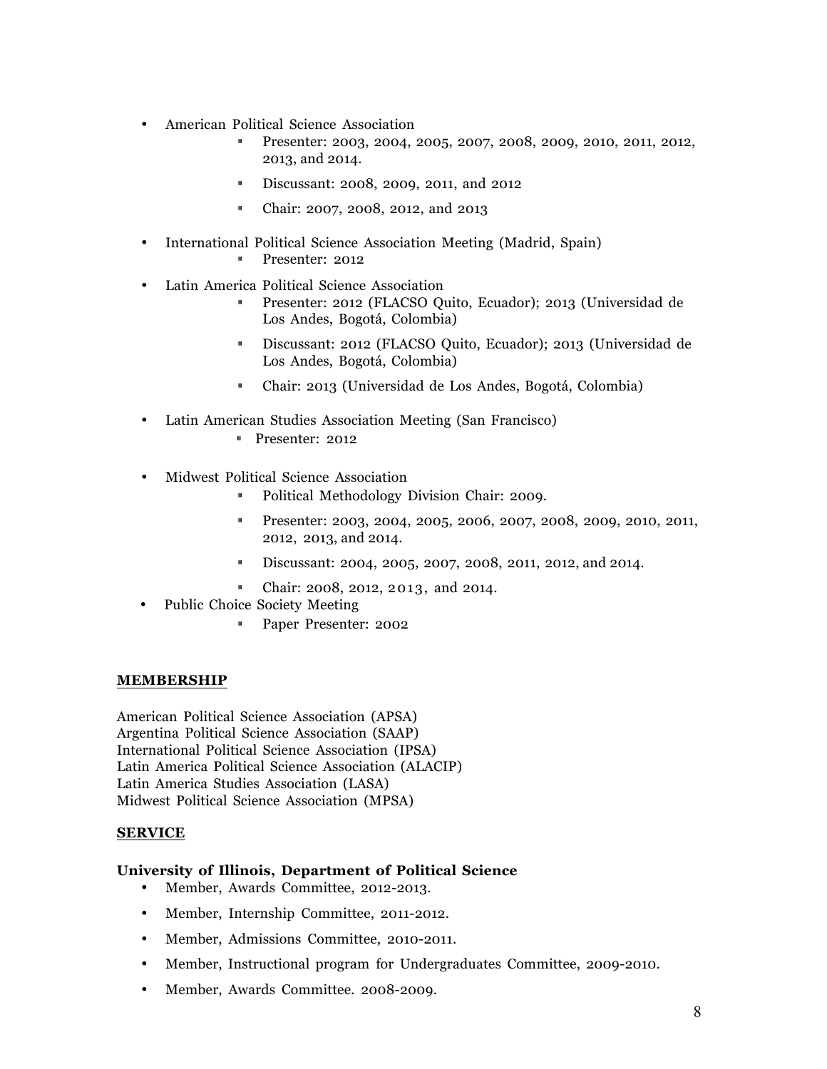- American Political Science Association
  - Presenter: 2003, 2004, 2005, 2007, 2008, 2009, 2010, 2011, 2012, 2013, and 2014.
  - Discussant: 2008, 2009, 2011, and 2012
  - Chair: 2007, 2008, 2012, and 2013
- International Political Science Association Meeting (Madrid, Spain)
  - Presenter: 2012
- Latin America Political Science Association
  - Presenter: 2012 (FLACSO Quito, Ecuador); 2013 (Universidad de Los Andes, Bogotá, Colombia)
  - Discussant: 2012 (FLACSO Quito, Ecuador); 2013 (Universidad de Los Andes, Bogotá, Colombia)
  - Chair: 2013 (Universidad de Los Andes, Bogotá, Colombia)
- Latin American Studies Association Meeting (San Francisco)
  - Presenter: 2012
- Midwest Political Science Association
  - Political Methodology Division Chair: 2009.
  - Presenter: 2003, 2004, 2005, 2006, 2007, 2008, 2009, 2010, 2011, 2012, 2013, and 2014.
  - Discussant: 2004, 2005, 2007, 2008, 2011, 2012, and 2014.
  - Chair: 2008, 2012, 2013, and 2014.
- Public Choice Society Meeting
  - Paper Presenter: 2002

## MEMBERSHIP

American Political Science Association (APSA)
Argentina Political Science Association (SAAP)
International Political Science Association (IPSA)
Latin America Political Science Association (ALACIP)
Latin America Studies Association (LASA)
Midwest Political Science Association (MPSA)

## SERVICE

**University of Illinois, Department of Political Science**

- Member, Awards Committee, 2012-2013.
- Member, Internship Committee, 2011-2012.
- Member, Admissions Committee, 2010-2011.
- Member, Instructional program for Undergraduates Committee, 2009-2010.
- Member, Awards Committee. 2008-2009.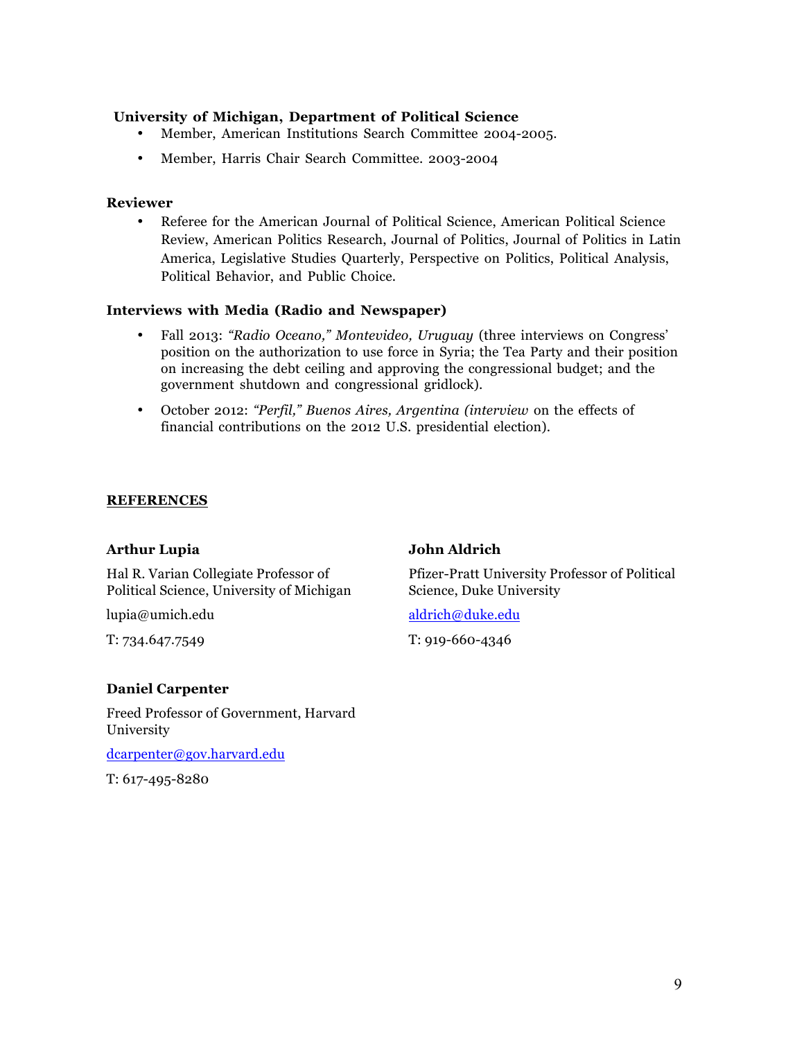**University of Michigan, Department of Political Science**

- Member, American Institutions Search Committee 2004-2005.
- Member, Harris Chair Search Committee. 2003-2004

**Reviewer**

- Referee for the American Journal of Political Science, American Political Science Review, American Politics Research, Journal of Politics, Journal of Politics in Latin America, Legislative Studies Quarterly, Perspective on Politics, Political Analysis, Political Behavior, and Public Choice.

**Interviews with Media (Radio and Newspaper)**

- Fall 2013: *"Radio Oceano," Montevideo, Uruguay* (three interviews on Congress' position on the authorization to use force in Syria; the Tea Party and their position on increasing the debt ceiling and approving the congressional budget; and the government shutdown and congressional gridlock).
- October 2012: *"Perfil," Buenos Aires, Argentina (interview* on the effects of financial contributions on the 2012 U.S. presidential election).

**REFERENCES**

**Arthur Lupia**

Hal R. Varian Collegiate Professor of Political Science, University of Michigan

lupia@umich.edu

T: 734.647.7549

**John Aldrich**

Pfizer-Pratt University Professor of Political Science, Duke University

aldrich@duke.edu

T: 919-660-4346

**Daniel Carpenter**

Freed Professor of Government, Harvard University

dcarpenter@gov.harvard.edu

T: 617-495-8280